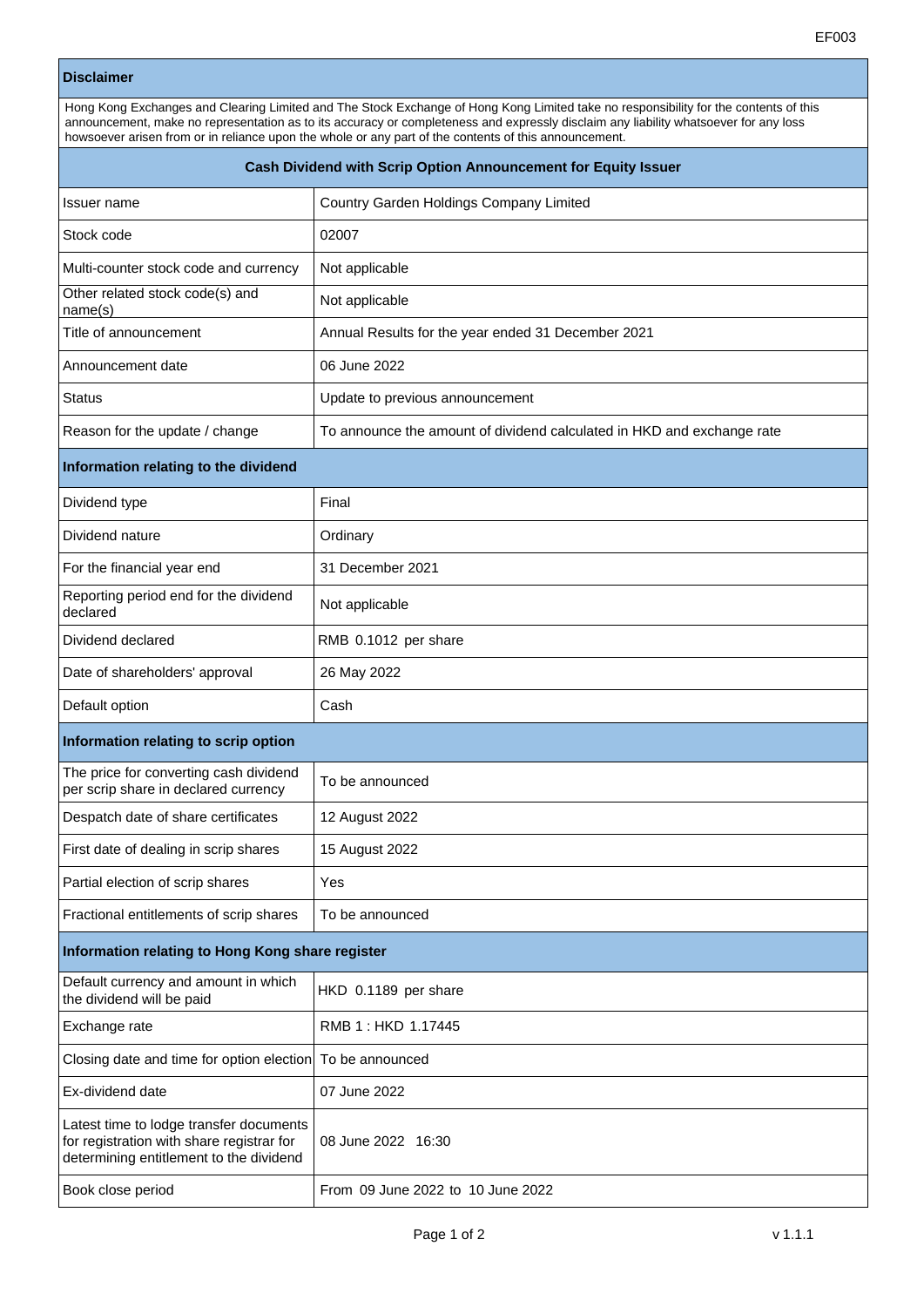EF003

## Disclaimer

Hong Kong Exchanges and Clearing Limited and The Stock Exchange of Hong Kong Limited take no responsibility for the contents of this announcement, make no representation as to its accuracy or completeness and expressly disclaim any liability whatsoever for any loss howsoever arisen from or in reliance upon the whole or any part of the contents of this announcement.

## Cash Dividend with Scrip Option Announcement for Equity Issuer

| | |
|---|---|
| Issuer name | Country Garden Holdings Company Limited |
| Stock code | 02007 |
| Multi-counter stock code and currency | Not applicable |
| Other related stock code(s) and name(s) | Not applicable |
| Title of announcement | Annual Results for the year ended 31 December 2021 |
| Announcement date | 06 June 2022 |
| Status | Update to previous announcement |
| Reason for the update / change | To announce the amount of dividend calculated in HKD and exchange rate |

### Information relating to the dividend

| | |
|---|---|
| Dividend type | Final |
| Dividend nature | Ordinary |
| For the financial year end | 31 December 2021 |
| Reporting period end for the dividend declared | Not applicable |
| Dividend declared | RMB 0.1012 per share |
| Date of shareholders' approval | 26 May 2022 |
| Default option | Cash |

### Information relating to scrip option

| | |
|---|---|
| The price for converting cash dividend per scrip share in declared currency | To be announced |
| Despatch date of share certificates | 12 August 2022 |
| First date of dealing in scrip shares | 15 August 2022 |
| Partial election of scrip shares | Yes |
| Fractional entitlements of scrip shares | To be announced |

### Information relating to Hong Kong share register

| | |
|---|---|
| Default currency and amount in which the dividend will be paid | HKD 0.1189 per share |
| Exchange rate | RMB 1 : HKD 1.17445 |
| Closing date and time for option election | To be announced |
| Ex-dividend date | 07 June 2022 |
| Latest time to lodge transfer documents for registration with share registrar for determining entitlement to the dividend | 08 June 2022 16:30 |
| Book close period | From 09 June 2022 to 10 June 2022 |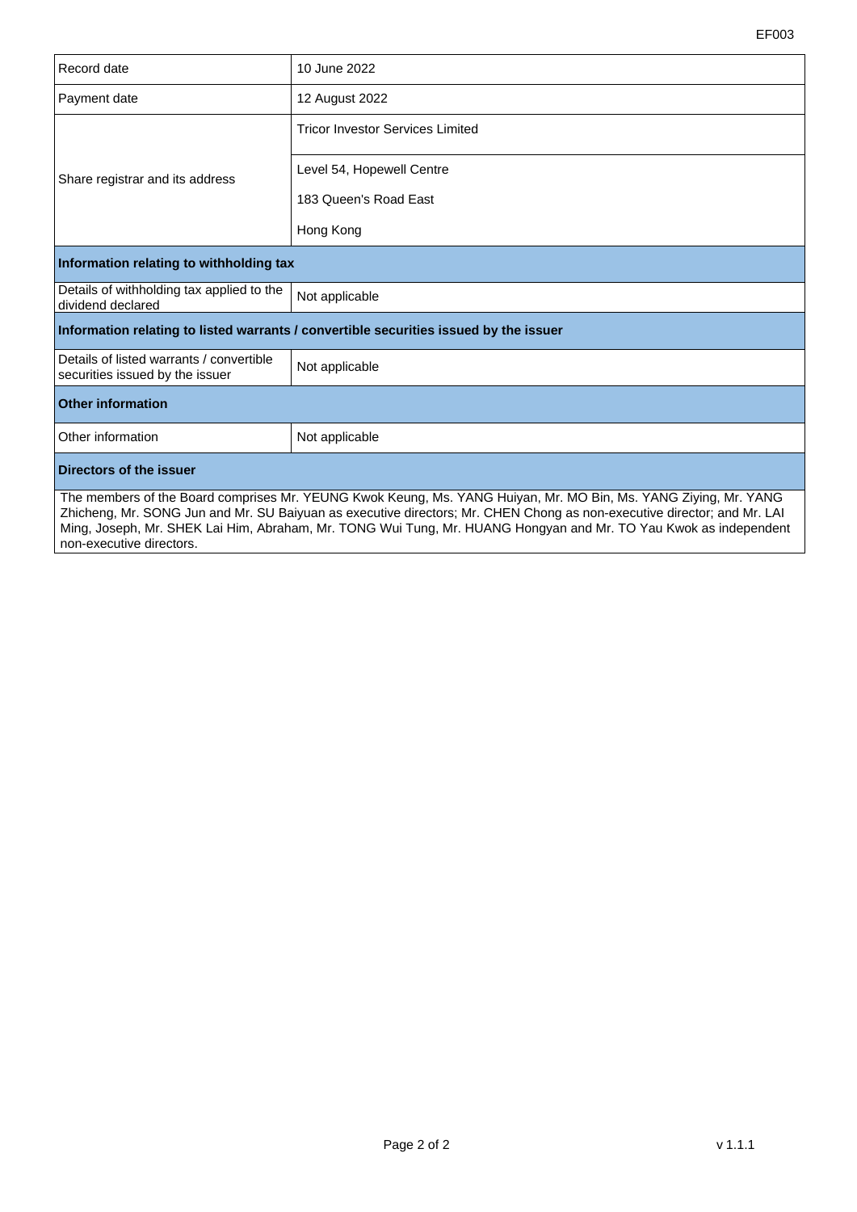| | |
|---|---|
| Record date | 10 June 2022 |
| Payment date | 12 August 2022 |
| Share registrar and its address | Tricor Investor Services Limited<br><br>Level 54, Hopewell Centre<br>183 Queen's Road East<br>Hong Kong |
| **Information relating to withholding tax** | |
| Details of withholding tax applied to the dividend declared | Not applicable |
| **Information relating to listed warrants / convertible securities issued by the issuer** | |
| Details of listed warrants / convertible securities issued by the issuer | Not applicable |
| **Other information** | |
| Other information | Not applicable |
| **Directors of the issuer** | |

The members of the Board comprises Mr. YEUNG Kwok Keung, Ms. YANG Huiyan, Mr. MO Bin, Ms. YANG Ziying, Mr. YANG Zhicheng, Mr. SONG Jun and Mr. SU Baiyuan as executive directors; Mr. CHEN Chong as non-executive director; and Mr. LAI Ming, Joseph, Mr. SHEK Lai Him, Abraham, Mr. TONG Wui Tung, Mr. HUANG Hongyan and Mr. TO Yau Kwok as independent non-executive directors.